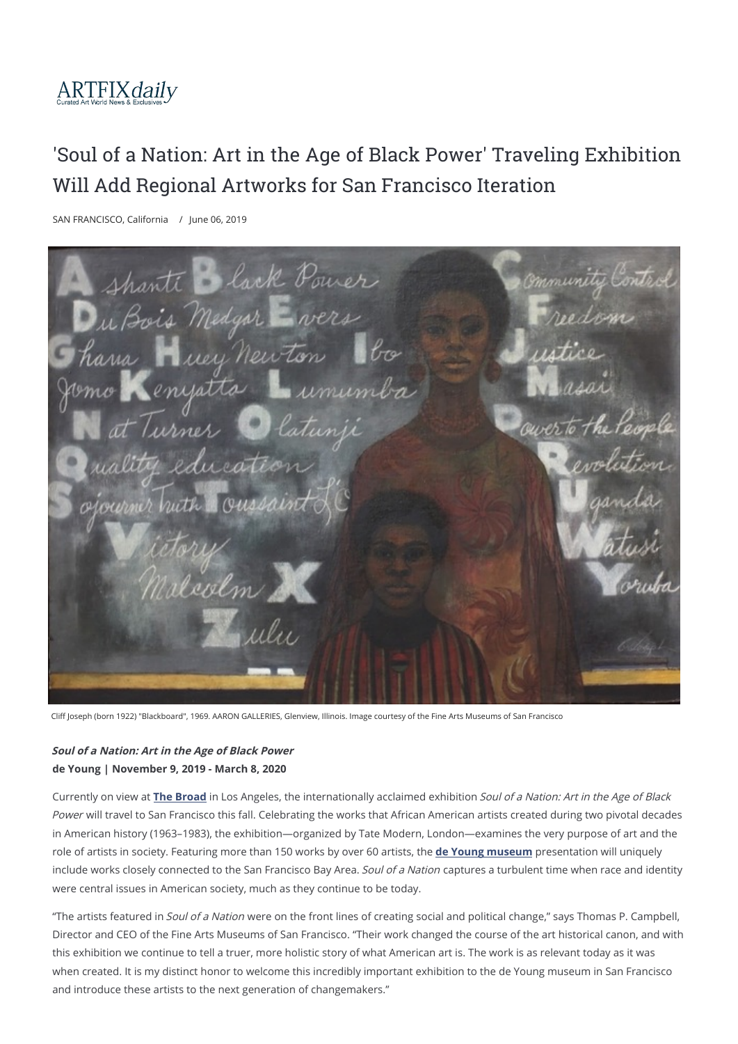ARTFIXdaily
Curated Art World News & Exclusives

# 'Soul of a Nation: Art in the Age of Black Power' Traveling Exhibition Will Add Regional Artworks for San Francisco Iteration

SAN FRANCISCO, California / June 06, 2019

Cliff Joseph (born 1922) "Blackboard", 1969. AARON GALLERIES, Glenview, Illinois. Image courtesy of the Fine Arts Museums of San Francisco

***Soul of a Nation: Art in the Age of Black Power***
**de Young | November 9, 2019 - March 8, 2020**

Currently on view at **The Broad** in Los Angeles, the internationally acclaimed exhibition *Soul of a Nation: Art in the Age of Black Power* will travel to San Francisco this fall. Celebrating the works that African American artists created during two pivotal decades in American history (1963–1983), the exhibition—organized by Tate Modern, London—examines the very purpose of art and the role of artists in society. Featuring more than 150 works by over 60 artists, the **de Young museum** presentation will uniquely include works closely connected to the San Francisco Bay Area. *Soul of a Nation* captures a turbulent time when race and identity were central issues in American society, much as they continue to be today.

"The artists featured in *Soul of a Nation* were on the front lines of creating social and political change," says Thomas P. Campbell, Director and CEO of the Fine Arts Museums of San Francisco. "Their work changed the course of the art historical canon, and with this exhibition we continue to tell a truer, more holistic story of what American art is. The work is as relevant today as it was when created. It is my distinct honor to welcome this incredibly important exhibition to the de Young museum in San Francisco and introduce these artists to the next generation of changemakers."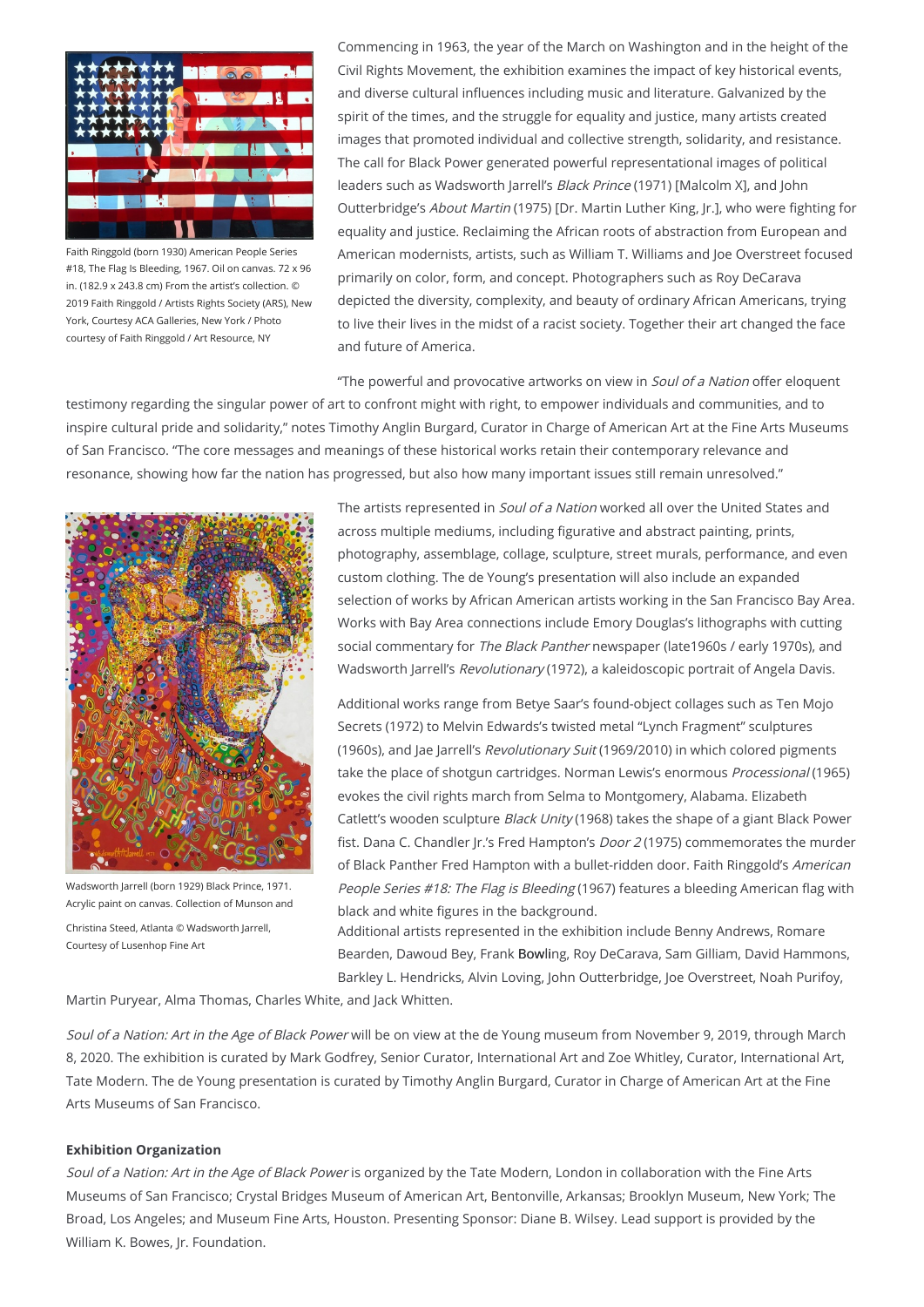Faith Ringgold (born 1930) American People Series #18, The Flag Is Bleeding, 1967. Oil on canvas. 72 x 96 in. (182.9 x 243.8 cm) From the artist's collection. © 2019 Faith Ringgold / Artists Rights Society (ARS), New York, Courtesy ACA Galleries, New York / Photo courtesy of Faith Ringgold / Art Resource, NY

Commencing in 1963, the year of the March on Washington and in the height of the Civil Rights Movement, the exhibition examines the impact of key historical events, and diverse cultural influences including music and literature. Galvanized by the spirit of the times, and the struggle for equality and justice, many artists created images that promoted individual and collective strength, solidarity, and resistance. The call for Black Power generated powerful representational images of political leaders such as Wadsworth Jarrell's *Black Prince* (1971) [Malcolm X], and John Outterbridge's *About Martin* (1975) [Dr. Martin Luther King, Jr.], who were fighting for equality and justice. Reclaiming the African roots of abstraction from European and American modernists, artists, such as William T. Williams and Joe Overstreet focused primarily on color, form, and concept. Photographers such as Roy DeCarava depicted the diversity, complexity, and beauty of ordinary African Americans, trying to live their lives in the midst of a racist society. Together their art changed the face and future of America.

"The powerful and provocative artworks on view in *Soul of a Nation* offer eloquent testimony regarding the singular power of art to confront might with right, to empower individuals and communities, and to inspire cultural pride and solidarity," notes Timothy Anglin Burgard, Curator in Charge of American Art at the Fine Arts Museums of San Francisco. "The core messages and meanings of these historical works retain their contemporary relevance and resonance, showing how far the nation has progressed, but also how many important issues still remain unresolved."

Wadsworth Jarrell (born 1929) Black Prince, 1971. Acrylic paint on canvas. Collection of Munson and Christina Steed, Atlanta © Wadsworth Jarrell, Courtesy of Lusenhop Fine Art

The artists represented in *Soul of a Nation* worked all over the United States and across multiple mediums, including figurative and abstract painting, prints, photography, assemblage, collage, sculpture, street murals, performance, and even custom clothing. The de Young's presentation will also include an expanded selection of works by African American artists working in the San Francisco Bay Area. Works with Bay Area connections include Emory Douglas's lithographs with cutting social commentary for *The Black Panther* newspaper (late1960s / early 1970s), and Wadsworth Jarrell's *Revolutionary* (1972), a kaleidoscopic portrait of Angela Davis.

Additional works range from Betye Saar's found-object collages such as Ten Mojo Secrets (1972) to Melvin Edwards's twisted metal "Lynch Fragment" sculptures (1960s), and Jae Jarrell's *Revolutionary Suit* (1969/2010) in which colored pigments take the place of shotgun cartridges. Norman Lewis's enormous *Processional* (1965) evokes the civil rights march from Selma to Montgomery, Alabama. Elizabeth Catlett's wooden sculpture *Black Unity* (1968) takes the shape of a giant Black Power fist. Dana C. Chandler Jr.'s Fred Hampton's *Door 2* (1975) commemorates the murder of Black Panther Fred Hampton with a bullet-ridden door. Faith Ringgold's *American People Series #18: The Flag is Bleeding* (1967) features a bleeding American flag with black and white figures in the background.
Additional artists represented in the exhibition include Benny Andrews, Romare Bearden, Dawoud Bey, Frank Bowling, Roy DeCarava, Sam Gilliam, David Hammons, Barkley L. Hendricks, Alvin Loving, John Outterbridge, Joe Overstreet, Noah Purifoy, Martin Puryear, Alma Thomas, Charles White, and Jack Whitten.

*Soul of a Nation: Art in the Age of Black Power* will be on view at the de Young museum from November 9, 2019, through March 8, 2020. The exhibition is curated by Mark Godfrey, Senior Curator, International Art and Zoe Whitley, Curator, International Art, Tate Modern. The de Young presentation is curated by Timothy Anglin Burgard, Curator in Charge of American Art at the Fine Arts Museums of San Francisco.

**Exhibition Organization**

*Soul of a Nation: Art in the Age of Black Power* is organized by the Tate Modern, London in collaboration with the Fine Arts Museums of San Francisco; Crystal Bridges Museum of American Art, Bentonville, Arkansas; Brooklyn Museum, New York; The Broad, Los Angeles; and Museum Fine Arts, Houston. Presenting Sponsor: Diane B. Wilsey. Lead support is provided by the William K. Bowes, Jr. Foundation.